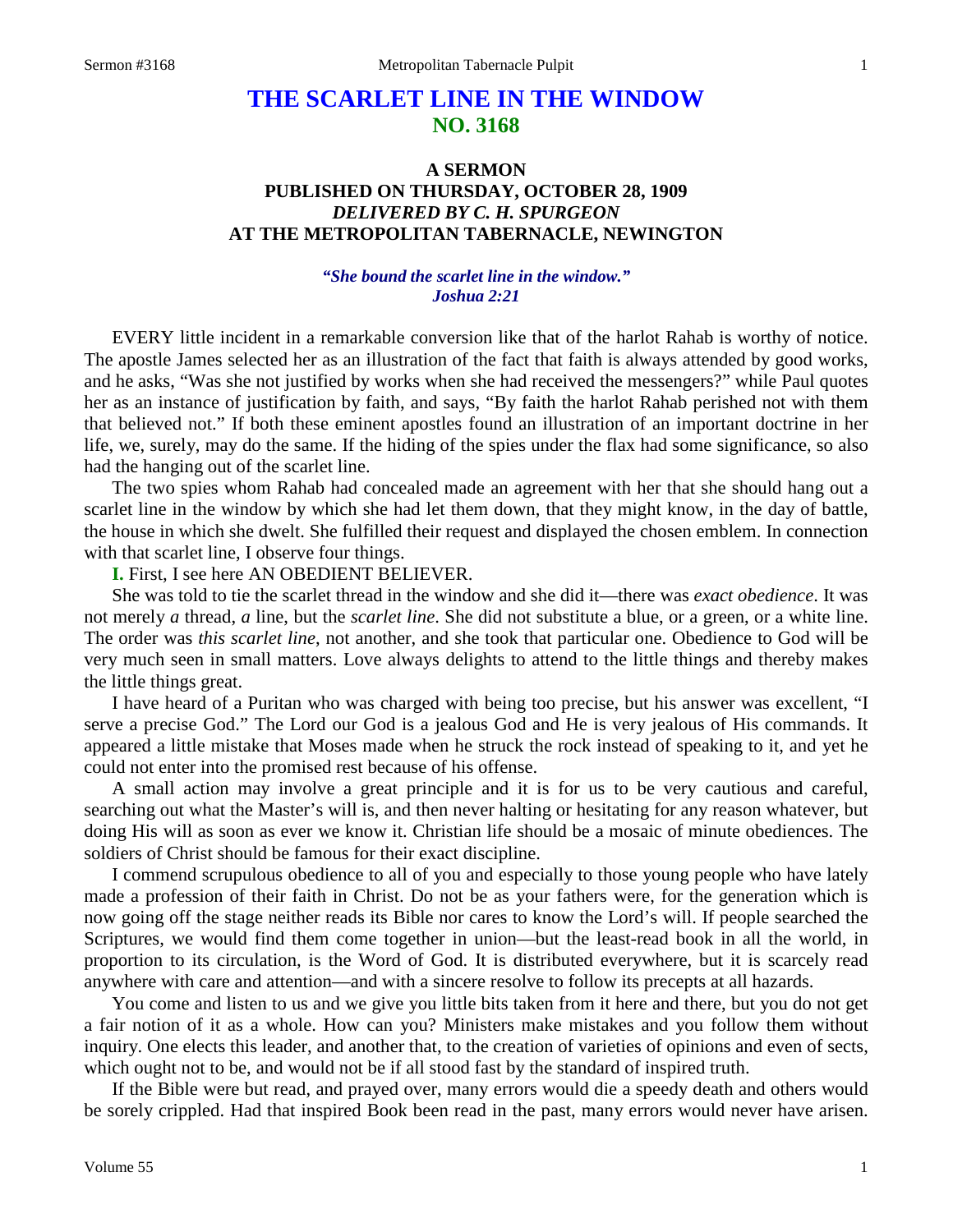# THE SCARLET LINE IN THE WINDOW
## NO. 3168

### A SERMON
### PUBLISHED ON THURSDAY, OCTOBER 28, 1909
### *DELIVERED BY C. H. SPURGEON*
### AT THE METROPOLITAN TABERNACLE, NEWINGTON

***"She bound the scarlet line in the window." Joshua 2:21***

EVERY little incident in a remarkable conversion like that of the harlot Rahab is worthy of notice. The apostle James selected her as an illustration of the fact that faith is always attended by good works, and he asks, "Was she not justified by works when she had received the messengers?" while Paul quotes her as an instance of justification by faith, and says, "By faith the harlot Rahab perished not with them that believed not." If both these eminent apostles found an illustration of an important doctrine in her life, we, surely, may do the same. If the hiding of the spies under the flax had some significance, so also had the hanging out of the scarlet line.

The two spies whom Rahab had concealed made an agreement with her that she should hang out a scarlet line in the window by which she had let them down, that they might know, in the day of battle, the house in which she dwelt. She fulfilled their request and displayed the chosen emblem. In connection with that scarlet line, I observe four things.

**I.** First, I see here AN OBEDIENT BELIEVER.

She was told to tie the scarlet thread in the window and she did it—there was *exact obedience*. It was not merely *a* thread, *a* line, but the *scarlet line*. She did not substitute a blue, or a green, or a white line. The order was *this scarlet line*, not another, and she took that particular one. Obedience to God will be very much seen in small matters. Love always delights to attend to the little things and thereby makes the little things great.

I have heard of a Puritan who was charged with being too precise, but his answer was excellent, "I serve a precise God." The Lord our God is a jealous God and He is very jealous of His commands. It appeared a little mistake that Moses made when he struck the rock instead of speaking to it, and yet he could not enter into the promised rest because of his offense.

A small action may involve a great principle and it is for us to be very cautious and careful, searching out what the Master's will is, and then never halting or hesitating for any reason whatever, but doing His will as soon as ever we know it. Christian life should be a mosaic of minute obediences. The soldiers of Christ should be famous for their exact discipline.

I commend scrupulous obedience to all of you and especially to those young people who have lately made a profession of their faith in Christ. Do not be as your fathers were, for the generation which is now going off the stage neither reads its Bible nor cares to know the Lord's will. If people searched the Scriptures, we would find them come together in union—but the least-read book in all the world, in proportion to its circulation, is the Word of God. It is distributed everywhere, but it is scarcely read anywhere with care and attention—and with a sincere resolve to follow its precepts at all hazards.

You come and listen to us and we give you little bits taken from it here and there, but you do not get a fair notion of it as a whole. How can you? Ministers make mistakes and you follow them without inquiry. One elects this leader, and another that, to the creation of varieties of opinions and even of sects, which ought not to be, and would not be if all stood fast by the standard of inspired truth.

If the Bible were but read, and prayed over, many errors would die a speedy death and others would be sorely crippled. Had that inspired Book been read in the past, many errors would never have arisen.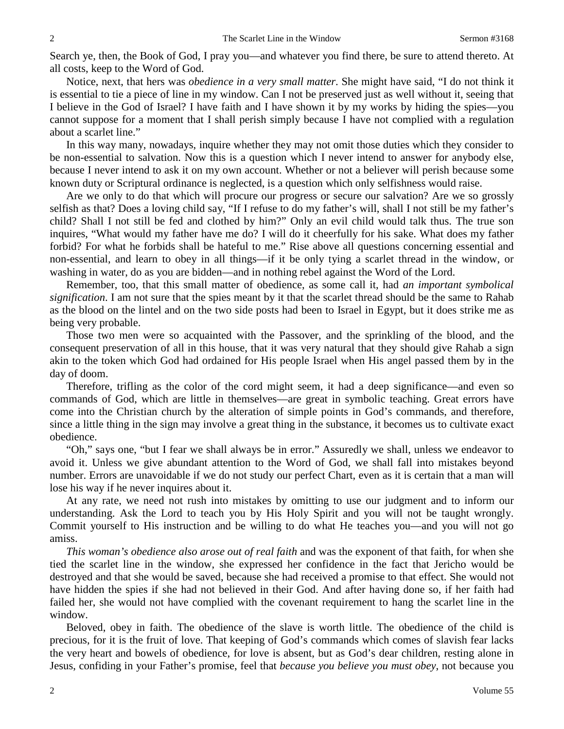Search ye, then, the Book of God, I pray you—and whatever you find there, be sure to attend thereto. At all costs, keep to the Word of God.

Notice, next, that hers was *obedience in a very small matter*. She might have said, "I do not think it is essential to tie a piece of line in my window. Can I not be preserved just as well without it, seeing that I believe in the God of Israel? I have faith and I have shown it by my works by hiding the spies—you cannot suppose for a moment that I shall perish simply because I have not complied with a regulation about a scarlet line."

In this way many, nowadays, inquire whether they may not omit those duties which they consider to be non-essential to salvation. Now this is a question which I never intend to answer for anybody else, because I never intend to ask it on my own account. Whether or not a believer will perish because some known duty or Scriptural ordinance is neglected, is a question which only selfishness would raise.

Are we only to do that which will procure our progress or secure our salvation? Are we so grossly selfish as that? Does a loving child say, "If I refuse to do my father's will, shall I not still be my father's child? Shall I not still be fed and clothed by him?" Only an evil child would talk thus. The true son inquires, "What would my father have me do? I will do it cheerfully for his sake. What does my father forbid? For what he forbids shall be hateful to me." Rise above all questions concerning essential and non-essential, and learn to obey in all things—if it be only tying a scarlet thread in the window, or washing in water, do as you are bidden—and in nothing rebel against the Word of the Lord.

Remember, too, that this small matter of obedience, as some call it, had *an important symbolical signification*. I am not sure that the spies meant by it that the scarlet thread should be the same to Rahab as the blood on the lintel and on the two side posts had been to Israel in Egypt, but it does strike me as being very probable.

Those two men were so acquainted with the Passover, and the sprinkling of the blood, and the consequent preservation of all in this house, that it was very natural that they should give Rahab a sign akin to the token which God had ordained for His people Israel when His angel passed them by in the day of doom.

Therefore, trifling as the color of the cord might seem, it had a deep significance—and even so commands of God, which are little in themselves—are great in symbolic teaching. Great errors have come into the Christian church by the alteration of simple points in God's commands, and therefore, since a little thing in the sign may involve a great thing in the substance, it becomes us to cultivate exact obedience.

"Oh," says one, "but I fear we shall always be in error." Assuredly we shall, unless we endeavor to avoid it. Unless we give abundant attention to the Word of God, we shall fall into mistakes beyond number. Errors are unavoidable if we do not study our perfect Chart, even as it is certain that a man will lose his way if he never inquires about it.

At any rate, we need not rush into mistakes by omitting to use our judgment and to inform our understanding. Ask the Lord to teach you by His Holy Spirit and you will not be taught wrongly. Commit yourself to His instruction and be willing to do what He teaches you—and you will not go amiss.

*This woman's obedience also arose out of real faith* and was the exponent of that faith, for when she tied the scarlet line in the window, she expressed her confidence in the fact that Jericho would be destroyed and that she would be saved, because she had received a promise to that effect. She would not have hidden the spies if she had not believed in their God. And after having done so, if her faith had failed her, she would not have complied with the covenant requirement to hang the scarlet line in the window.

Beloved, obey in faith. The obedience of the slave is worth little. The obedience of the child is precious, for it is the fruit of love. That keeping of God's commands which comes of slavish fear lacks the very heart and bowels of obedience, for love is absent, but as God's dear children, resting alone in Jesus, confiding in your Father's promise, feel that *because you believe you must obey*, not because you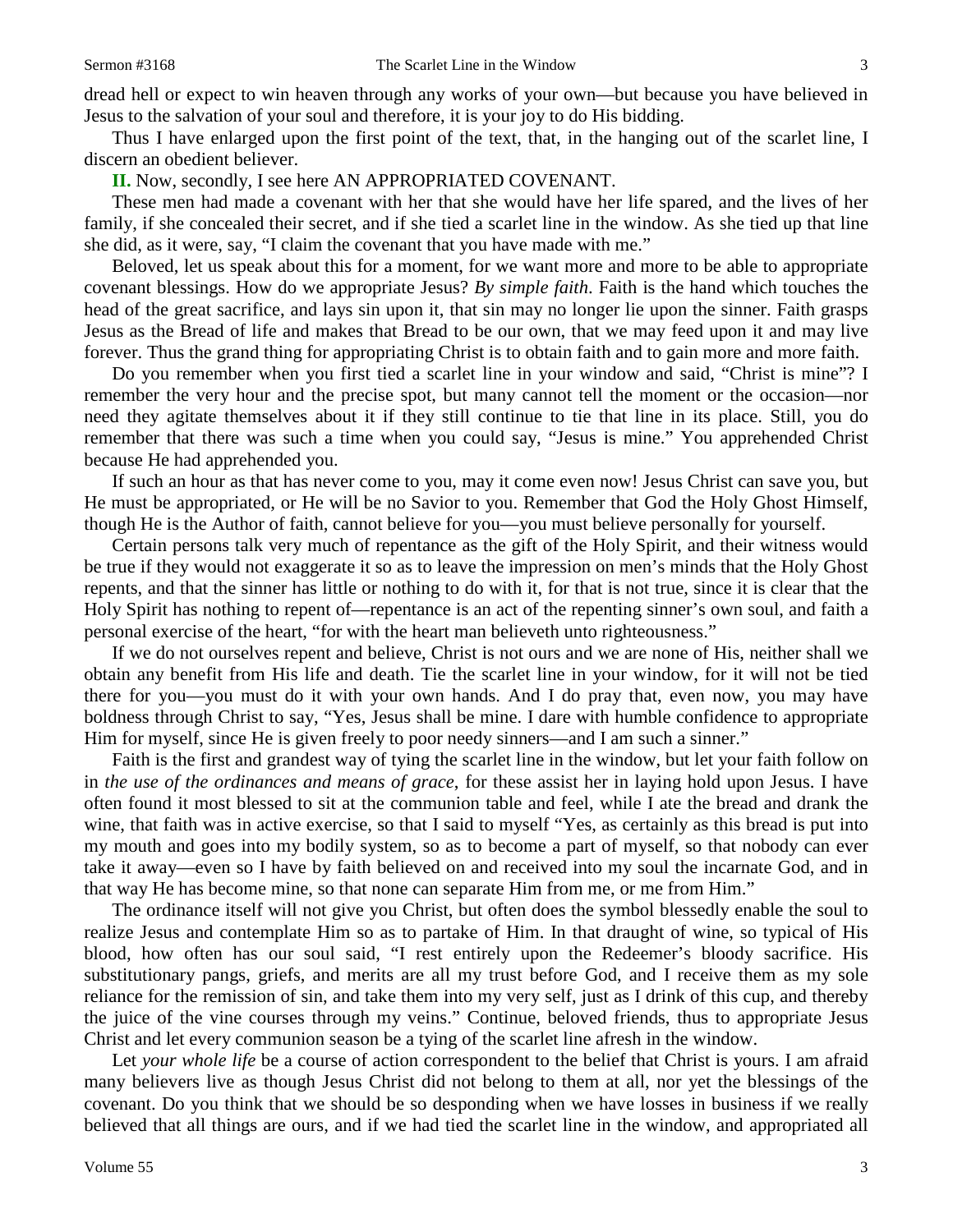dread hell or expect to win heaven through any works of your own—but because you have believed in Jesus to the salvation of your soul and therefore, it is your joy to do His bidding.

Thus I have enlarged upon the first point of the text, that, in the hanging out of the scarlet line, I discern an obedient believer.

**II.** Now, secondly, I see here AN APPROPRIATED COVENANT.

These men had made a covenant with her that she would have her life spared, and the lives of her family, if she concealed their secret, and if she tied a scarlet line in the window. As she tied up that line she did, as it were, say, "I claim the covenant that you have made with me."

Beloved, let us speak about this for a moment, for we want more and more to be able to appropriate covenant blessings. How do we appropriate Jesus? *By simple faith*. Faith is the hand which touches the head of the great sacrifice, and lays sin upon it, that sin may no longer lie upon the sinner. Faith grasps Jesus as the Bread of life and makes that Bread to be our own, that we may feed upon it and may live forever. Thus the grand thing for appropriating Christ is to obtain faith and to gain more and more faith.

Do you remember when you first tied a scarlet line in your window and said, "Christ is mine"? I remember the very hour and the precise spot, but many cannot tell the moment or the occasion—nor need they agitate themselves about it if they still continue to tie that line in its place. Still, you do remember that there was such a time when you could say, "Jesus is mine." You apprehended Christ because He had apprehended you.

If such an hour as that has never come to you, may it come even now! Jesus Christ can save you, but He must be appropriated, or He will be no Savior to you. Remember that God the Holy Ghost Himself, though He is the Author of faith, cannot believe for you—you must believe personally for yourself.

Certain persons talk very much of repentance as the gift of the Holy Spirit, and their witness would be true if they would not exaggerate it so as to leave the impression on men's minds that the Holy Ghost repents, and that the sinner has little or nothing to do with it, for that is not true, since it is clear that the Holy Spirit has nothing to repent of—repentance is an act of the repenting sinner's own soul, and faith a personal exercise of the heart, "for with the heart man believeth unto righteousness."

If we do not ourselves repent and believe, Christ is not ours and we are none of His, neither shall we obtain any benefit from His life and death. Tie the scarlet line in your window, for it will not be tied there for you—you must do it with your own hands. And I do pray that, even now, you may have boldness through Christ to say, "Yes, Jesus shall be mine. I dare with humble confidence to appropriate Him for myself, since He is given freely to poor needy sinners—and I am such a sinner."

Faith is the first and grandest way of tying the scarlet line in the window, but let your faith follow on in *the use of the ordinances and means of grace*, for these assist her in laying hold upon Jesus. I have often found it most blessed to sit at the communion table and feel, while I ate the bread and drank the wine, that faith was in active exercise, so that I said to myself "Yes, as certainly as this bread is put into my mouth and goes into my bodily system, so as to become a part of myself, so that nobody can ever take it away—even so I have by faith believed on and received into my soul the incarnate God, and in that way He has become mine, so that none can separate Him from me, or me from Him."

The ordinance itself will not give you Christ, but often does the symbol blessedly enable the soul to realize Jesus and contemplate Him so as to partake of Him. In that draught of wine, so typical of His blood, how often has our soul said, "I rest entirely upon the Redeemer's bloody sacrifice. His substitutionary pangs, griefs, and merits are all my trust before God, and I receive them as my sole reliance for the remission of sin, and take them into my very self, just as I drink of this cup, and thereby the juice of the vine courses through my veins." Continue, beloved friends, thus to appropriate Jesus Christ and let every communion season be a tying of the scarlet line afresh in the window.

Let *your whole life* be a course of action correspondent to the belief that Christ is yours. I am afraid many believers live as though Jesus Christ did not belong to them at all, nor yet the blessings of the covenant. Do you think that we should be so desponding when we have losses in business if we really believed that all things are ours, and if we had tied the scarlet line in the window, and appropriated all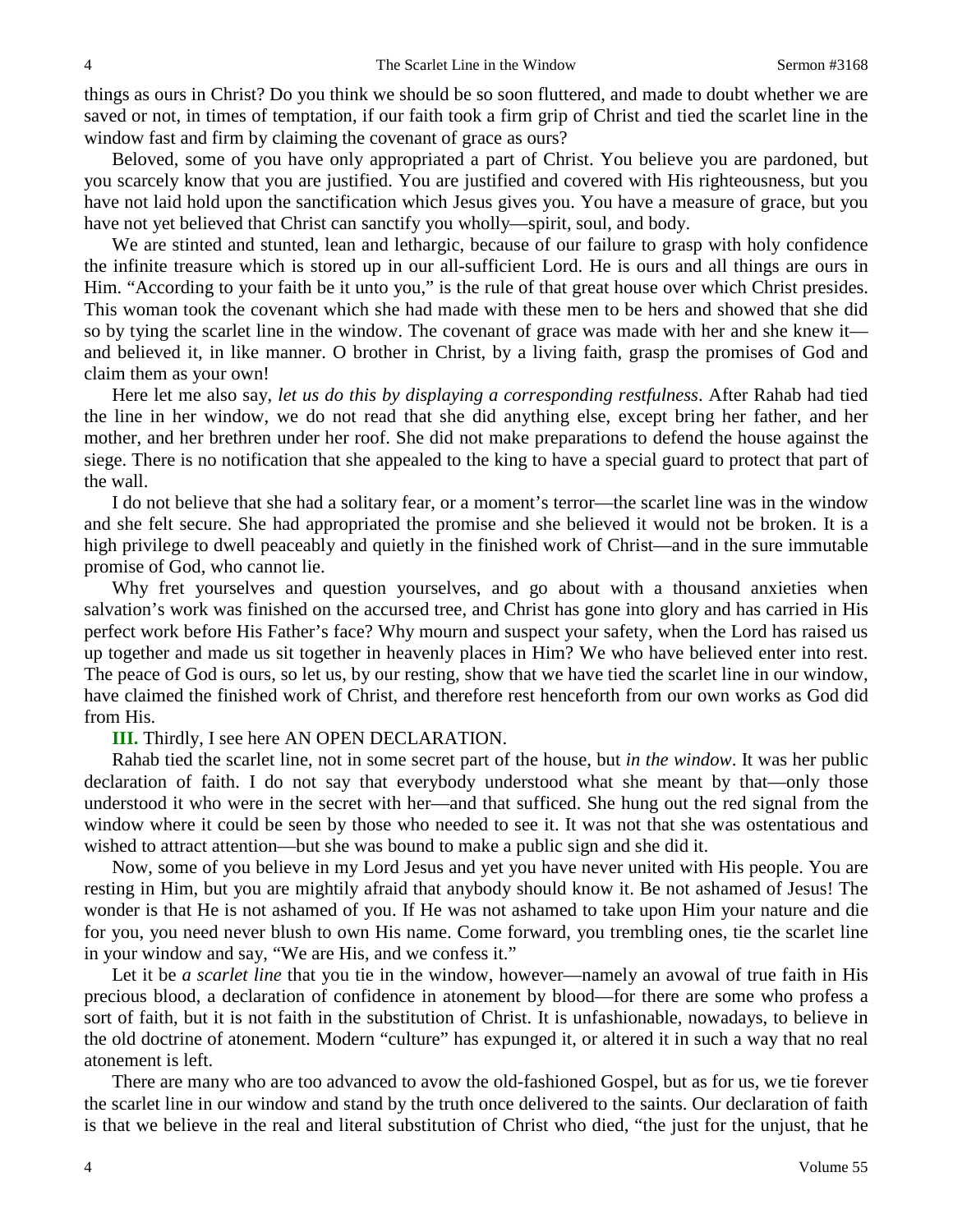things as ours in Christ? Do you think we should be so soon fluttered, and made to doubt whether we are saved or not, in times of temptation, if our faith took a firm grip of Christ and tied the scarlet line in the window fast and firm by claiming the covenant of grace as ours?

Beloved, some of you have only appropriated a part of Christ. You believe you are pardoned, but you scarcely know that you are justified. You are justified and covered with His righteousness, but you have not laid hold upon the sanctification which Jesus gives you. You have a measure of grace, but you have not yet believed that Christ can sanctify you wholly—spirit, soul, and body.

We are stinted and stunted, lean and lethargic, because of our failure to grasp with holy confidence the infinite treasure which is stored up in our all-sufficient Lord. He is ours and all things are ours in Him. "According to your faith be it unto you," is the rule of that great house over which Christ presides. This woman took the covenant which she had made with these men to be hers and showed that she did so by tying the scarlet line in the window. The covenant of grace was made with her and she knew it—and believed it, in like manner. O brother in Christ, by a living faith, grasp the promises of God and claim them as your own!

Here let me also say, *let us do this by displaying a corresponding restfulness*. After Rahab had tied the line in her window, we do not read that she did anything else, except bring her father, and her mother, and her brethren under her roof. She did not make preparations to defend the house against the siege. There is no notification that she appealed to the king to have a special guard to protect that part of the wall.

I do not believe that she had a solitary fear, or a moment's terror—the scarlet line was in the window and she felt secure. She had appropriated the promise and she believed it would not be broken. It is a high privilege to dwell peaceably and quietly in the finished work of Christ—and in the sure immutable promise of God, who cannot lie.

Why fret yourselves and question yourselves, and go about with a thousand anxieties when salvation's work was finished on the accursed tree, and Christ has gone into glory and has carried in His perfect work before His Father's face? Why mourn and suspect your safety, when the Lord has raised us up together and made us sit together in heavenly places in Him? We who have believed enter into rest. The peace of God is ours, so let us, by our resting, show that we have tied the scarlet line in our window, have claimed the finished work of Christ, and therefore rest henceforth from our own works as God did from His.

**III.** Thirdly, I see here AN OPEN DECLARATION.

Rahab tied the scarlet line, not in some secret part of the house, but *in the window*. It was her public declaration of faith. I do not say that everybody understood what she meant by that—only those understood it who were in the secret with her—and that sufficed. She hung out the red signal from the window where it could be seen by those who needed to see it. It was not that she was ostentatious and wished to attract attention—but she was bound to make a public sign and she did it.

Now, some of you believe in my Lord Jesus and yet you have never united with His people. You are resting in Him, but you are mightily afraid that anybody should know it. Be not ashamed of Jesus! The wonder is that He is not ashamed of you. If He was not ashamed to take upon Him your nature and die for you, you need never blush to own His name. Come forward, you trembling ones, tie the scarlet line in your window and say, "We are His, and we confess it."

Let it be *a scarlet line* that you tie in the window, however—namely an avowal of true faith in His precious blood, a declaration of confidence in atonement by blood—for there are some who profess a sort of faith, but it is not faith in the substitution of Christ. It is unfashionable, nowadays, to believe in the old doctrine of atonement. Modern "culture" has expunged it, or altered it in such a way that no real atonement is left.

There are many who are too advanced to avow the old-fashioned Gospel, but as for us, we tie forever the scarlet line in our window and stand by the truth once delivered to the saints. Our declaration of faith is that we believe in the real and literal substitution of Christ who died, "the just for the unjust, that he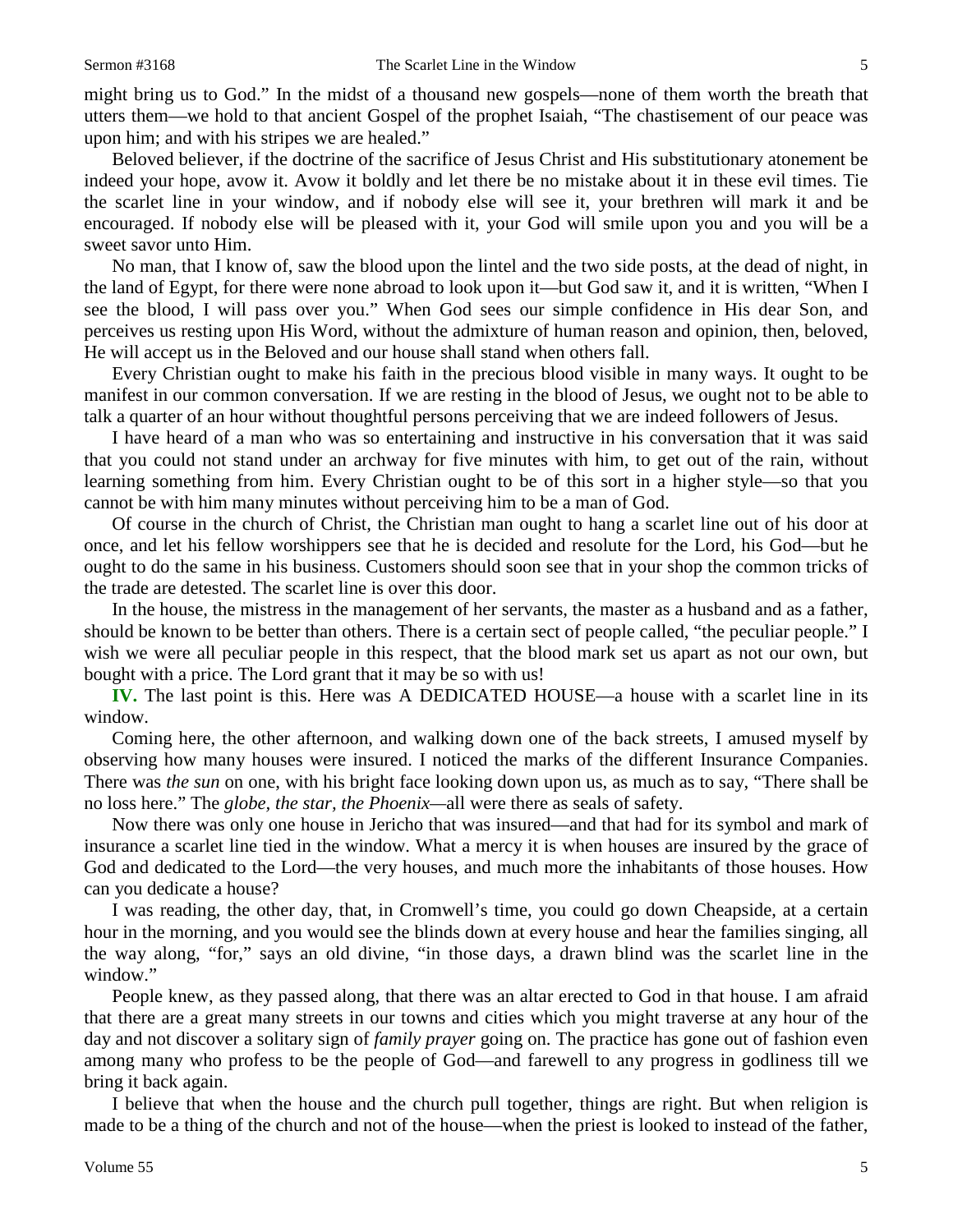might bring us to God." In the midst of a thousand new gospels—none of them worth the breath that utters them—we hold to that ancient Gospel of the prophet Isaiah, "The chastisement of our peace was upon him; and with his stripes we are healed."

Beloved believer, if the doctrine of the sacrifice of Jesus Christ and His substitutionary atonement be indeed your hope, avow it. Avow it boldly and let there be no mistake about it in these evil times. Tie the scarlet line in your window, and if nobody else will see it, your brethren will mark it and be encouraged. If nobody else will be pleased with it, your God will smile upon you and you will be a sweet savor unto Him.

No man, that I know of, saw the blood upon the lintel and the two side posts, at the dead of night, in the land of Egypt, for there were none abroad to look upon it—but God saw it, and it is written, "When I see the blood, I will pass over you." When God sees our simple confidence in His dear Son, and perceives us resting upon His Word, without the admixture of human reason and opinion, then, beloved, He will accept us in the Beloved and our house shall stand when others fall.

Every Christian ought to make his faith in the precious blood visible in many ways. It ought to be manifest in our common conversation. If we are resting in the blood of Jesus, we ought not to be able to talk a quarter of an hour without thoughtful persons perceiving that we are indeed followers of Jesus.

I have heard of a man who was so entertaining and instructive in his conversation that it was said that you could not stand under an archway for five minutes with him, to get out of the rain, without learning something from him. Every Christian ought to be of this sort in a higher style—so that you cannot be with him many minutes without perceiving him to be a man of God.

Of course in the church of Christ, the Christian man ought to hang a scarlet line out of his door at once, and let his fellow worshippers see that he is decided and resolute for the Lord, his God—but he ought to do the same in his business. Customers should soon see that in your shop the common tricks of the trade are detested. The scarlet line is over this door.

In the house, the mistress in the management of her servants, the master as a husband and as a father, should be known to be better than others. There is a certain sect of people called, "the peculiar people." I wish we were all peculiar people in this respect, that the blood mark set us apart as not our own, but bought with a price. The Lord grant that it may be so with us!

**IV.** The last point is this. Here was A DEDICATED HOUSE—a house with a scarlet line in its window.

Coming here, the other afternoon, and walking down one of the back streets, I amused myself by observing how many houses were insured. I noticed the marks of the different Insurance Companies. There was *the sun* on one, with his bright face looking down upon us, as much as to say, "There shall be no loss here." The *globe, the star, the Phoenix*—all were there as seals of safety.

Now there was only one house in Jericho that was insured—and that had for its symbol and mark of insurance a scarlet line tied in the window. What a mercy it is when houses are insured by the grace of God and dedicated to the Lord—the very houses, and much more the inhabitants of those houses. How can you dedicate a house?

I was reading, the other day, that, in Cromwell's time, you could go down Cheapside, at a certain hour in the morning, and you would see the blinds down at every house and hear the families singing, all the way along, "for," says an old divine, "in those days, a drawn blind was the scarlet line in the window."

People knew, as they passed along, that there was an altar erected to God in that house. I am afraid that there are a great many streets in our towns and cities which you might traverse at any hour of the day and not discover a solitary sign of *family prayer* going on. The practice has gone out of fashion even among many who profess to be the people of God—and farewell to any progress in godliness till we bring it back again.

I believe that when the house and the church pull together, things are right. But when religion is made to be a thing of the church and not of the house—when the priest is looked to instead of the father,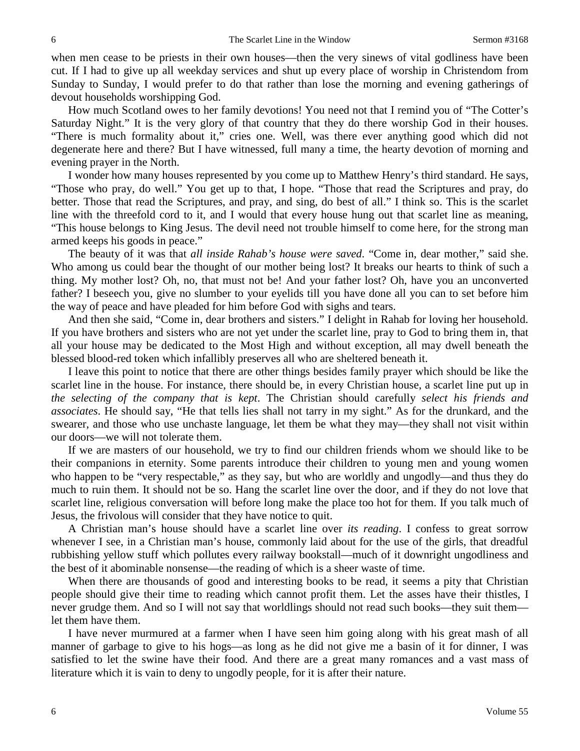when men cease to be priests in their own houses—then the very sinews of vital godliness have been cut. If I had to give up all weekday services and shut up every place of worship in Christendom from Sunday to Sunday, I would prefer to do that rather than lose the morning and evening gatherings of devout households worshipping God.

How much Scotland owes to her family devotions! You need not that I remind you of "The Cotter's Saturday Night." It is the very glory of that country that they do there worship God in their houses. "There is much formality about it," cries one. Well, was there ever anything good which did not degenerate here and there? But I have witnessed, full many a time, the hearty devotion of morning and evening prayer in the North.

I wonder how many houses represented by you come up to Matthew Henry's third standard. He says, "Those who pray, do well." You get up to that, I hope. "Those that read the Scriptures and pray, do better. Those that read the Scriptures, and pray, and sing, do best of all." I think so. This is the scarlet line with the threefold cord to it, and I would that every house hung out that scarlet line as meaning, "This house belongs to King Jesus. The devil need not trouble himself to come here, for the strong man armed keeps his goods in peace."

The beauty of it was that *all inside Rahab's house were saved*. "Come in, dear mother," said she. Who among us could bear the thought of our mother being lost? It breaks our hearts to think of such a thing. My mother lost? Oh, no, that must not be! And your father lost? Oh, have you an unconverted father? I beseech you, give no slumber to your eyelids till you have done all you can to set before him the way of peace and have pleaded for him before God with sighs and tears.

And then she said, "Come in, dear brothers and sisters." I delight in Rahab for loving her household. If you have brothers and sisters who are not yet under the scarlet line, pray to God to bring them in, that all your house may be dedicated to the Most High and without exception, all may dwell beneath the blessed blood-red token which infallibly preserves all who are sheltered beneath it.

I leave this point to notice that there are other things besides family prayer which should be like the scarlet line in the house. For instance, there should be, in every Christian house, a scarlet line put up in *the selecting of the company that is kept*. The Christian should carefully *select his friends and associates*. He should say, "He that tells lies shall not tarry in my sight." As for the drunkard, and the swearer, and those who use unchaste language, let them be what they may—they shall not visit within our doors—we will not tolerate them.

If we are masters of our household, we try to find our children friends whom we should like to be their companions in eternity. Some parents introduce their children to young men and young women who happen to be "very respectable," as they say, but who are worldly and ungodly—and thus they do much to ruin them. It should not be so. Hang the scarlet line over the door, and if they do not love that scarlet line, religious conversation will before long make the place too hot for them. If you talk much of Jesus, the frivolous will consider that they have notice to quit.

A Christian man's house should have a scarlet line over *its reading*. I confess to great sorrow whenever I see, in a Christian man's house, commonly laid about for the use of the girls, that dreadful rubbishing yellow stuff which pollutes every railway bookstall—much of it downright ungodliness and the best of it abominable nonsense—the reading of which is a sheer waste of time.

When there are thousands of good and interesting books to be read, it seems a pity that Christian people should give their time to reading which cannot profit them. Let the asses have their thistles, I never grudge them. And so I will not say that worldlings should not read such books—they suit them—let them have them.

I have never murmured at a farmer when I have seen him going along with his great mash of all manner of garbage to give to his hogs—as long as he did not give me a basin of it for dinner, I was satisfied to let the swine have their food. And there are a great many romances and a vast mass of literature which it is vain to deny to ungodly people, for it is after their nature.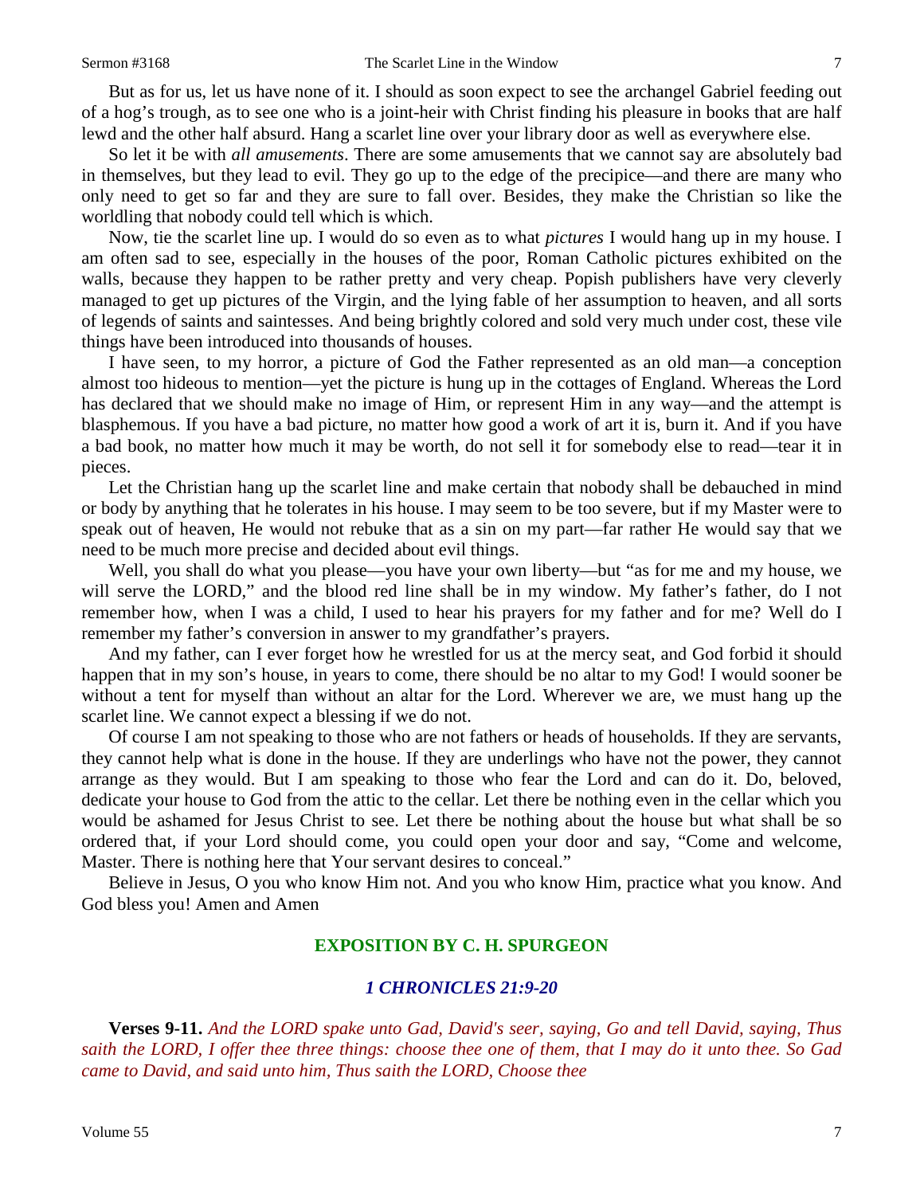But as for us, let us have none of it. I should as soon expect to see the archangel Gabriel feeding out of a hog's trough, as to see one who is a joint-heir with Christ finding his pleasure in books that are half lewd and the other half absurd. Hang a scarlet line over your library door as well as everywhere else.

So let it be with *all amusements*. There are some amusements that we cannot say are absolutely bad in themselves, but they lead to evil. They go up to the edge of the precipice—and there are many who only need to get so far and they are sure to fall over. Besides, they make the Christian so like the worldling that nobody could tell which is which.

Now, tie the scarlet line up. I would do so even as to what *pictures* I would hang up in my house. I am often sad to see, especially in the houses of the poor, Roman Catholic pictures exhibited on the walls, because they happen to be rather pretty and very cheap. Popish publishers have very cleverly managed to get up pictures of the Virgin, and the lying fable of her assumption to heaven, and all sorts of legends of saints and saintesses. And being brightly colored and sold very much under cost, these vile things have been introduced into thousands of houses.

I have seen, to my horror, a picture of God the Father represented as an old man—a conception almost too hideous to mention—yet the picture is hung up in the cottages of England. Whereas the Lord has declared that we should make no image of Him, or represent Him in any way—and the attempt is blasphemous. If you have a bad picture, no matter how good a work of art it is, burn it. And if you have a bad book, no matter how much it may be worth, do not sell it for somebody else to read—tear it in pieces.

Let the Christian hang up the scarlet line and make certain that nobody shall be debauched in mind or body by anything that he tolerates in his house. I may seem to be too severe, but if my Master were to speak out of heaven, He would not rebuke that as a sin on my part—far rather He would say that we need to be much more precise and decided about evil things.

Well, you shall do what you please—you have your own liberty—but "as for me and my house, we will serve the LORD," and the blood red line shall be in my window. My father's father, do I not remember how, when I was a child, I used to hear his prayers for my father and for me? Well do I remember my father's conversion in answer to my grandfather's prayers.

And my father, can I ever forget how he wrestled for us at the mercy seat, and God forbid it should happen that in my son's house, in years to come, there should be no altar to my God! I would sooner be without a tent for myself than without an altar for the Lord. Wherever we are, we must hang up the scarlet line. We cannot expect a blessing if we do not.

Of course I am not speaking to those who are not fathers or heads of households. If they are servants, they cannot help what is done in the house. If they are underlings who have not the power, they cannot arrange as they would. But I am speaking to those who fear the Lord and can do it. Do, beloved, dedicate your house to God from the attic to the cellar. Let there be nothing even in the cellar which you would be ashamed for Jesus Christ to see. Let there be nothing about the house but what shall be so ordered that, if your Lord should come, you could open your door and say, "Come and welcome, Master. There is nothing here that Your servant desires to conceal."

Believe in Jesus, O you who know Him not. And you who know Him, practice what you know. And God bless you! Amen and Amen

## EXPOSITION BY C. H. SPURGEON

### *1 CHRONICLES 21:9-20*

**Verses 9-11.** *And the LORD spake unto Gad, David's seer, saying, Go and tell David, saying, Thus saith the LORD, I offer thee three things: choose thee one of them, that I may do it unto thee. So Gad came to David, and said unto him, Thus saith the LORD, Choose thee*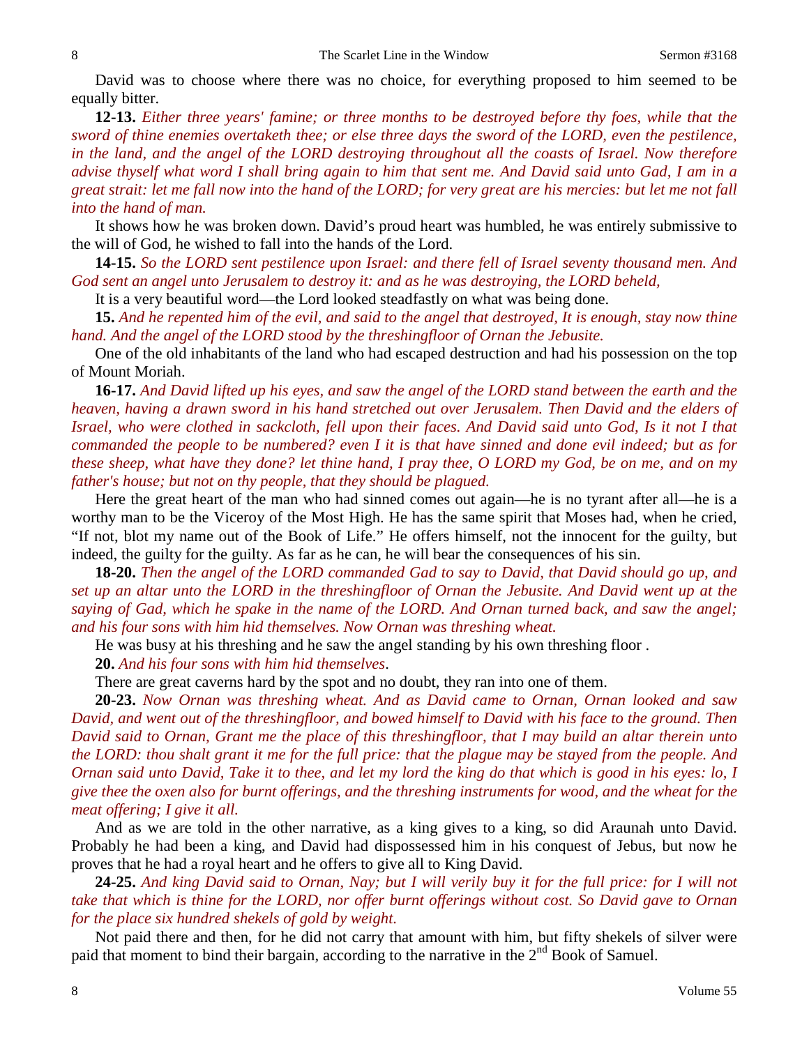David was to choose where there was no choice, for everything proposed to him seemed to be equally bitter.

**12-13.** *Either three years' famine; or three months to be destroyed before thy foes, while that the sword of thine enemies overtaketh thee; or else three days the sword of the LORD, even the pestilence, in the land, and the angel of the LORD destroying throughout all the coasts of Israel. Now therefore advise thyself what word I shall bring again to him that sent me. And David said unto Gad, I am in a great strait: let me fall now into the hand of the LORD; for very great are his mercies: but let me not fall into the hand of man.*

It shows how he was broken down. David's proud heart was humbled, he was entirely submissive to the will of God, he wished to fall into the hands of the Lord.

**14-15.** *So the LORD sent pestilence upon Israel: and there fell of Israel seventy thousand men. And God sent an angel unto Jerusalem to destroy it: and as he was destroying, the LORD beheld,*

It is a very beautiful word—the Lord looked steadfastly on what was being done.

**15.** *And he repented him of the evil, and said to the angel that destroyed, It is enough, stay now thine hand. And the angel of the LORD stood by the threshingfloor of Ornan the Jebusite.*

One of the old inhabitants of the land who had escaped destruction and had his possession on the top of Mount Moriah.

**16-17.** *And David lifted up his eyes, and saw the angel of the LORD stand between the earth and the heaven, having a drawn sword in his hand stretched out over Jerusalem. Then David and the elders of Israel, who were clothed in sackcloth, fell upon their faces. And David said unto God, Is it not I that commanded the people to be numbered? even I it is that have sinned and done evil indeed; but as for these sheep, what have they done? let thine hand, I pray thee, O LORD my God, be on me, and on my father's house; but not on thy people, that they should be plagued.*

Here the great heart of the man who had sinned comes out again—he is no tyrant after all—he is a worthy man to be the Viceroy of the Most High. He has the same spirit that Moses had, when he cried, "If not, blot my name out of the Book of Life." He offers himself, not the innocent for the guilty, but indeed, the guilty for the guilty. As far as he can, he will bear the consequences of his sin.

**18-20.** *Then the angel of the LORD commanded Gad to say to David, that David should go up, and set up an altar unto the LORD in the threshingfloor of Ornan the Jebusite. And David went up at the saying of Gad, which he spake in the name of the LORD. And Ornan turned back, and saw the angel; and his four sons with him hid themselves. Now Ornan was threshing wheat.*

He was busy at his threshing and he saw the angel standing by his own threshing floor .

**20.** *And his four sons with him hid themselves*.

There are great caverns hard by the spot and no doubt, they ran into one of them.

**20-23.** *Now Ornan was threshing wheat. And as David came to Ornan, Ornan looked and saw David, and went out of the threshingfloor, and bowed himself to David with his face to the ground. Then David said to Ornan, Grant me the place of this threshingfloor, that I may build an altar therein unto the LORD: thou shalt grant it me for the full price: that the plague may be stayed from the people. And Ornan said unto David, Take it to thee, and let my lord the king do that which is good in his eyes: lo, I give thee the oxen also for burnt offerings, and the threshing instruments for wood, and the wheat for the meat offering; I give it all.*

And as we are told in the other narrative, as a king gives to a king, so did Araunah unto David. Probably he had been a king, and David had dispossessed him in his conquest of Jebus, but now he proves that he had a royal heart and he offers to give all to King David.

**24-25.** *And king David said to Ornan, Nay; but I will verily buy it for the full price: for I will not take that which is thine for the LORD, nor offer burnt offerings without cost. So David gave to Ornan for the place six hundred shekels of gold by weight.*

Not paid there and then, for he did not carry that amount with him, but fifty shekels of silver were paid that moment to bind their bargain, according to the narrative in the 2nd Book of Samuel.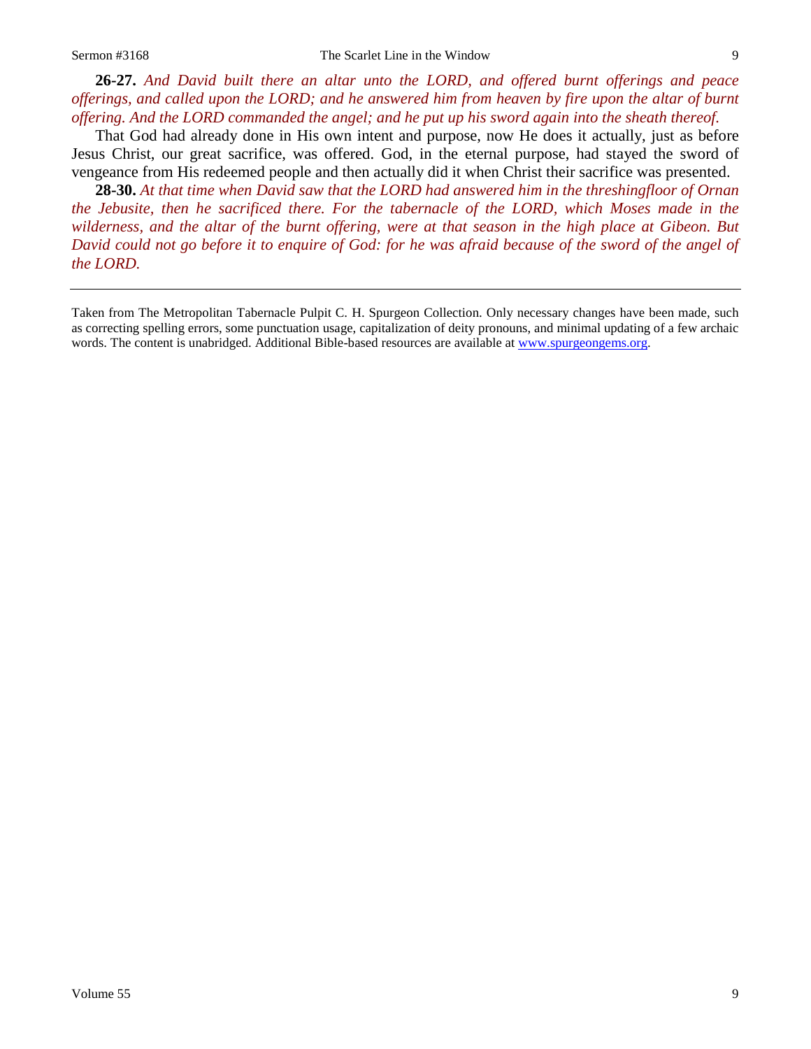**26-27.** *And David built there an altar unto the LORD, and offered burnt offerings and peace offerings, and called upon the LORD; and he answered him from heaven by fire upon the altar of burnt offering. And the LORD commanded the angel; and he put up his sword again into the sheath thereof.*

That God had already done in His own intent and purpose, now He does it actually, just as before Jesus Christ, our great sacrifice, was offered. God, in the eternal purpose, had stayed the sword of vengeance from His redeemed people and then actually did it when Christ their sacrifice was presented.

**28-30.** *At that time when David saw that the LORD had answered him in the threshingfloor of Ornan the Jebusite, then he sacrificed there. For the tabernacle of the LORD, which Moses made in the wilderness, and the altar of the burnt offering, were at that season in the high place at Gibeon. But David could not go before it to enquire of God: for he was afraid because of the sword of the angel of the LORD.*

---

Taken from The Metropolitan Tabernacle Pulpit C. H. Spurgeon Collection. Only necessary changes have been made, such as correcting spelling errors, some punctuation usage, capitalization of deity pronouns, and minimal updating of a few archaic words. The content is unabridged. Additional Bible-based resources are available at [www.spurgeongems.org](http://www.spurgeongems.org).